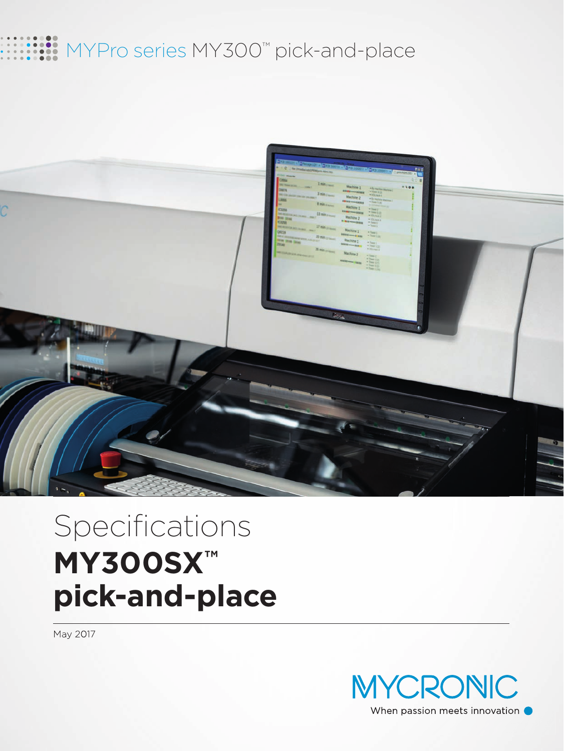MYPro series MY300™ pick-and-place

# Specifications

# MY300SX™ pick-and-place

May 2017

MYCRONIC

When passion meets innovation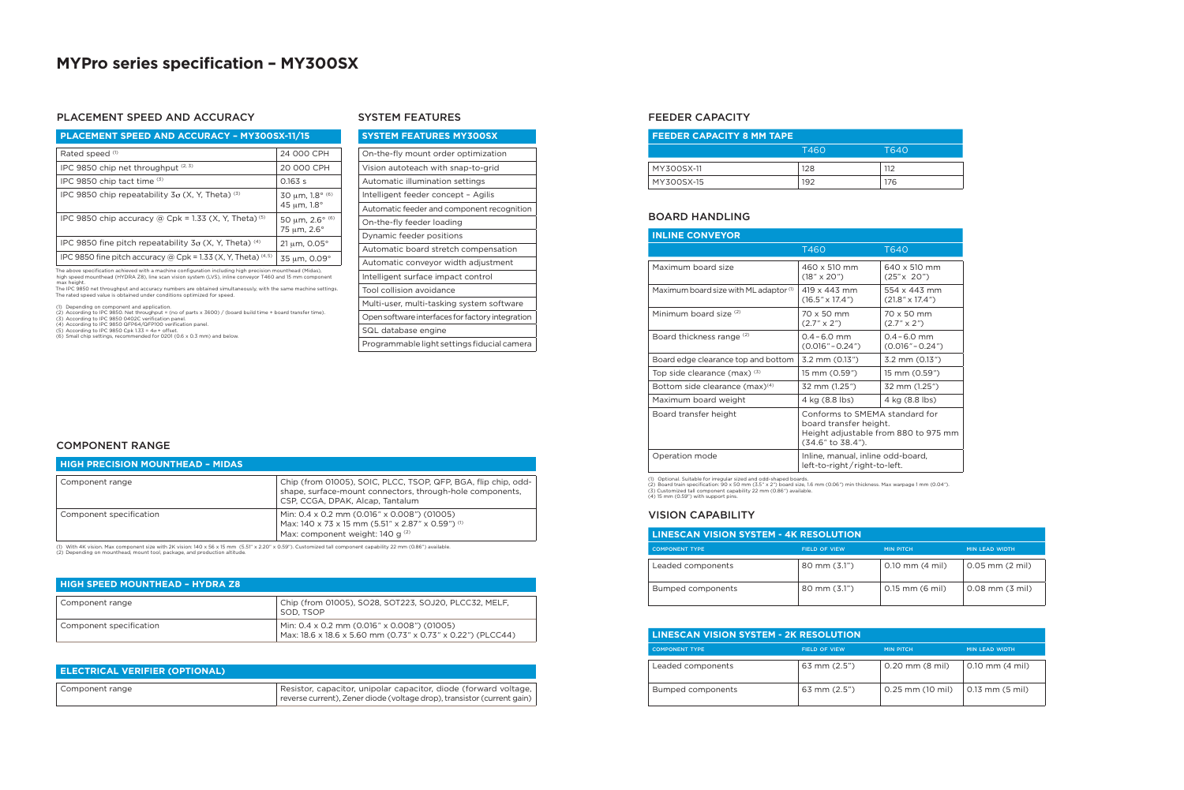# MYPro series specification – MY300SX

## PLACEMENT SPEED AND ACCURACY

| PLACEMENT SPEED AND ACCURACY – MY300SX-11/15 | |
|---|---|
| Rated speed [1] | 24 000 CPH |
| IPC 9850 chip net throughput [2, 3] | 20 000 CPH |
| IPC 9850 chip tact time [3] | 0.163 s |
| IPC 9850 chip repeatability 3σ (X, Y, Theta) [3] | 30 μm, 1.8° [6] 45 μm, 1.8° |
| IPC 9850 chip accuracy @ Cpk = 1.33 (X, Y, Theta) [5] | 50 μm, 2.6° [6] 75 μm, 2.6° |
| IPC 9850 fine pitch repeatability 3σ (X, Y, Theta) [4] | 21 μm, 0.05° |
| IPC 9850 fine pitch accuracy @ Cpk = 1.33 (X, Y, Theta) [4,5] | 35 μm, 0.09° |

The above specification achieved with a machine configuration including high precision mounthead (Midas), high speed mounthead (HYDRA Z8), line scan vision system (LVS), inline conveyor T460 and 15 mm component max height.
The IPC 9850 net throughput and accuracy numbers are obtained simultaneously, with the same machine settings. The rated speed value is obtained under conditions optimized for speed.

(1) Depending on component and application.
(2) According to IPC 9850. Net throughput = (no of parts x 3600) / (board build time + board transfer time).
(3) According to IPC 9850 0402C verification panel.
(4) According to IPC 9850 QFP64/QFP100 verification panel.
(5) According to IPC 9850 Cpk 1.33 = 4σ + offset.
(6) Small chip settings, recommended for 0201 (0.6 x 0.3 mm) and below.

## SYSTEM FEATURES

| SYSTEM FEATURES MY300SX |
|---|
| On-the-fly mount order optimization |
| Vision autoteach with snap-to-grid |
| Automatic illumination settings |
| Intelligent feeder concept – Agilis |
| Automatic feeder and component recognition |
| On-the-fly feeder loading |
| Dynamic feeder positions |
| Automatic board stretch compensation |
| Automatic conveyor width adjustment |
| Intelligent surface impact control |
| Tool collision avoidance |
| Multi-user, multi-tasking system software |
| Open software interfaces for factory integration |
| SQL database engine |
| Programmable light settings fiducial camera |

## COMPONENT RANGE

| HIGH PRECISION MOUNTHEAD – MIDAS | |
|---|---|
| Component range | Chip (from 01005), SOIC, PLCC, TSOP, QFP, BGA, flip chip, odd-shape, surface-mount connectors, through-hole components, CSP, CCGA, DPAK, Alcap, Tantalum |
| Component specification | Min: 0.4 x 0.2 mm (0.016" x 0.008") (01005) Max: 140 x 73 x 15 mm (5.51" x 2.87" x 0.59") [1] Max: component weight: 140 g [2] |

(1) With 4K vision. Max component size with 2K vision: 140 x 56 x 15 mm (5.51" x 2.20" x 0.59"). Customized tall component capability 22 mm (0.86") available.
(2) Depending on mounthead, mount tool, package, and production altitude.

| HIGH SPEED MOUNTHEAD – HYDRA Z8 | |
|---|---|
| Component range | Chip (from 01005), SO28, SOT223, SOJ20, PLCC32, MELF, SOD, TSOP |
| Component specification | Min: 0.4 x 0.2 mm (0.016" x 0.008") (01005) Max: 18.6 x 18.6 x 5.60 mm (0.73" x 0.73" x 0.22") (PLCC44) |

| ELECTRICAL VERIFIER (OPTIONAL) | |
|---|---|
| Component range | Resistor, capacitor, unipolar capacitor, diode (forward voltage, reverse current), Zener diode (voltage drop), transistor (current gain) |

## FEEDER CAPACITY

| FEEDER CAPACITY 8 MM TAPE | T460 | T640 |
|---|---|---|
| MY300SX-11 | 128 | 112 |
| MY300SX-15 | 192 | 176 |

## BOARD HANDLING

| INLINE CONVEYOR | T460 | T640 |
|---|---|---|
| Maximum board size | 460 x 510 mm (18" x 20") | 640 x 510 mm (25" x 20") |
| Maximum board size with ML adaptor [1] | 419 x 443 mm (16.5" x 17.4") | 554 x 443 mm (21.8" x 17.4") |
| Minimum board size [2] | 70 x 50 mm (2.7" x 2") | 70 x 50 mm (2.7" x 2") |
| Board thickness range [2] | 0.4 – 6.0 mm (0.016" – 0.24") | 0.4 – 6.0 mm (0.016" – 0.24") |
| Board edge clearance top and bottom | 3.2 mm (0.13") | 3.2 mm (0.13") |
| Top side clearance (max) [3] | 15 mm (0.59") | 15 mm (0.59") |
| Bottom side clearance (max)[4] | 32 mm (1.25") | 32 mm (1.25") |
| Maximum board weight | 4 kg (8.8 lbs) | 4 kg (8.8 lbs) |
| Board transfer height | Conforms to SMEMA standard for board transfer height. Height adjustable from 880 to 975 mm (34.6" to 38.4"). | |
| Operation mode | Inline, manual, inline odd-board, left-to-right / right-to-left. | |

(1) Optional. Suitable for irregular sized and odd-shaped boards.
(2) Board train specification: 90 x 50 mm (3.5" x 2") board size, 1.6 mm (0.06") min thickness. Max warpage 1 mm (0.04").
(3) Customized tall component capability 22 mm (0.86") available.
(4) 15 mm (0.59") with support pins.

## VISION CAPABILITY

| LINESCAN VISION SYSTEM - 4K RESOLUTION | | | |
|---|---|---|---|
| COMPONENT TYPE | FIELD OF VIEW | MIN PITCH | MIN LEAD WIDTH |
| Leaded components | 80 mm (3.1") | 0.10 mm (4 mil) | 0.05 mm (2 mil) |
| Bumped components | 80 mm (3.1") | 0.15 mm (6 mil) | 0.08 mm (3 mil) |

| LINESCAN VISION SYSTEM - 2K RESOLUTION | | | |
|---|---|---|---|
| COMPONENT TYPE | FIELD OF VIEW | MIN PITCH | MIN LEAD WIDTH |
| Leaded components | 63 mm (2.5") | 0.20 mm (8 mil) | 0.10 mm (4 mil) |
| Bumped components | 63 mm (2.5") | 0.25 mm (10 mil) | 0.13 mm (5 mil) |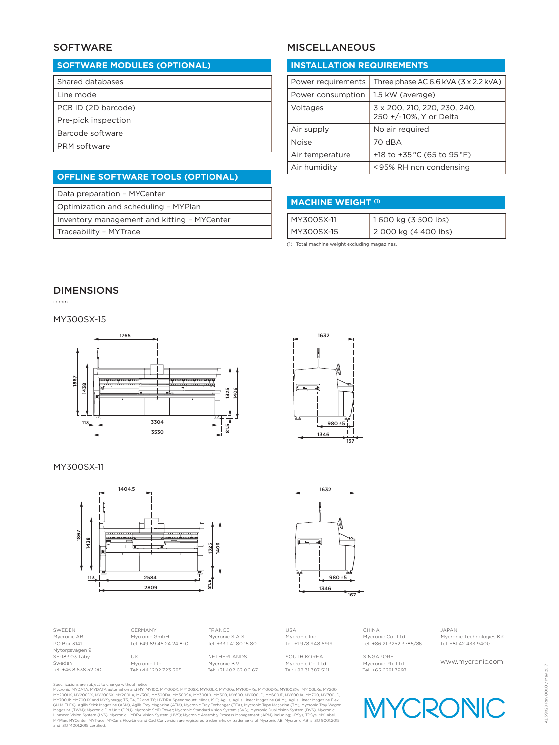## SOFTWARE

| SOFTWARE MODULES (OPTIONAL) |
|---|
| Shared databases |
| Line mode |
| PCB ID (2D barcode) |
| Pre-pick inspection |
| Barcode software |
| PRM software |

| OFFLINE SOFTWARE TOOLS (OPTIONAL) |
|---|
| Data preparation – MYCenter |
| Optimization and scheduling – MYPlan |
| Inventory management and kitting – MYCenter |
| Traceability – MYTrace |

## MISCELLANEOUS

| INSTALLATION REQUIREMENTS | |
|---|---|
| Power requirements | Three phase AC 6.6 kVA (3 x 2.2 kVA) |
| Power consumption | 1.5 kW (average) |
| Voltages | 3 x 200, 210, 220, 230, 240, 250 +/-10%, Y or Delta |
| Air supply | No air required |
| Noise | 70 dBA |
| Air temperature | +18 to +35 °C (65 to 95 °F) |
| Air humidity | <95% RH non condensing |

| MACHINE WEIGHT (1) | |
|---|---|
| MY300SX-11 | 1 600 kg (3 500 lbs) |
| MY300SX-15 | 2 000 kg (4 400 lbs) |

(1) Total machine weight excluding magazines.

## DIMENSIONS

in mm.

### MY300SX-15

1765
1867
1438
1325
1406
113
3304
3530
81.5

1632
980 ±5
1346
167

### MY300SX-11

1404,5
1867
1438
1325
1406
113
2584
2809
81.5

1632
980 ±5
1346
167

SWEDEN
Mycronic AB
PO Box 3141
Nytorpsvägen 9
SE-183 03 Täby
Sweden
Tel: +46 8 638 52 00

GERMANY
Mycronic GmbH
Tel: +49 89 45 24 24 8-0

UK
Mycronic Ltd.
Tel: +44 1202 723 585

FRANCE
Mycronic S.A.S.
Tel: +33 1 41 80 15 80

NETHERLANDS
Mycronic B.V.
Tel: +31 402 62 06 67

USA
Mycronic Inc.
Tel: +1 978 948 6919

SOUTH KOREA
Mycronic Co. Ltd.
Tel: +82 31 387 5111

CHINA
Mycronic Co., Ltd.
Tel: +86 21 3252 3785/86

SINGAPORE
Mycronic Pte Ltd.
Tel: +65 6281 7997

JAPAN
Mycronic Technologies KK
Tel: +81 42 433 9400

www.mycronic.com

Specifications are subject to change without notice.
Mycronic, MYDATA, MYDATA automation and MY; MY100, MY100DX, MY100SX, MY100LX, MY100e, MY100HXe, MY100DXe, MY100SXe, MY100LXe, MY200, MY200HX, MY200DX, MY200SX, MY200LX, MY300, MY300DX, MY300SX, MY300LX, MY500, MY600, MY600JD, MY600JP, MY600JX, MY700, MY700JD, MY700JP, MY700JX and MYSynergy; T3, T4, T5 and T6; HYDRA Speedmount, Midas, ISIC; Agilis, Agilis Linear Magazine (ALM), Agilis Linear Magazine Flex (ALM FLEX); Agilis Stick Magazine (ASM), Agilis Tray Magazine (ATM), Mycronic Tray Exchanger (TEX), Mycronic Tape Magazine (TM), Mycronic Tray Wagon Magazine (TWM); Mycronic Dip Unit (DPU); Mycronic SMD Tower; Mycronic Standard Vision System (SVS), Mycronic Dual Vision System (DVS), Mycronic Linescan Vision System (LVS), Mycronic HYDRA Vision System (HVS); Mycronic Assembly Process Management (APM) including: JPSys, TPSys, MYLabel, MYPlan, MYCenter, MYTrace, MYCam, FlowLine and Cad Conversion are registered trademarks or trademarks of Mycronic AB. Mycronic AB is ISO 9001:2015 and ISO 14001:2015 certified.

MYCRONIC

AB59829 Rev 0000 / May 2017